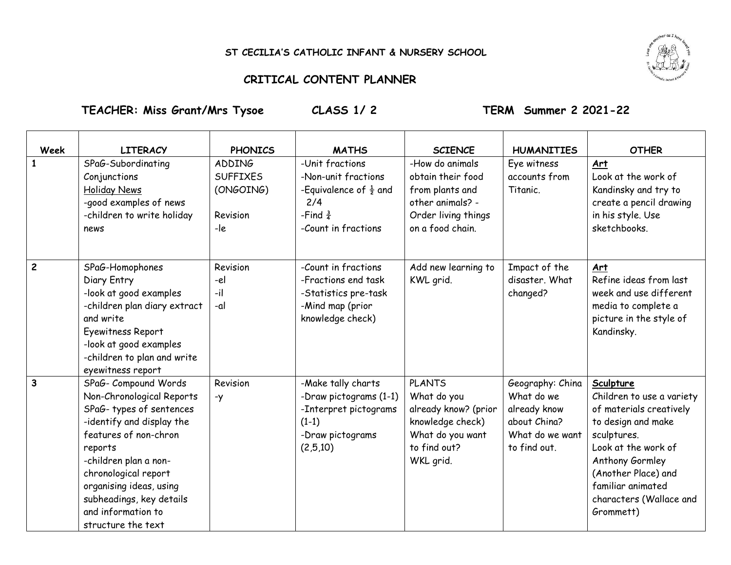**ST CECILIA'S CATHOLIC INFANT & NURSERY SCHOOL**

## CRITICAL CONTENT PLANNER

**TEACHER: Miss Grant/Mrs Tysoe** **CLASS 1/ 2** **TERM Summer 2 2021-22**

| Week | LITERACY | PHONICS | MATHS | SCIENCE | HUMANITIES | OTHER |
|---|---|---|---|---|---|---|
| 1 | SPaG-Subordinating Conjunctions<br>Holiday News<br>-good examples of news<br>-children to write holiday news | ADDING SUFFIXES (ONGOING)<br><br>Revision<br>-le | -Unit fractions<br>-Non-unit fractions<br>-Equivalence of $\frac{1}{2}$ and 2/4<br>-Find $\frac{3}{4}$<br>-Count in fractions | -How do animals obtain their food from plants and other animals? -Order living things on a food chain. | Eye witness accounts from Titanic. | **Art**<br>Look at the work of Kandinsky and try to create a pencil drawing in his style. Use sketchbooks. |
| 2 | SPaG-Homophones<br>Diary Entry<br>-look at good examples<br>-children plan diary extract and write<br>Eyewitness Report<br>-look at good examples<br>-children to plan and write eyewitness report | Revision<br>-el<br>-il<br>-al | -Count in fractions<br>-Fractions end task<br>-Statistics pre-task<br>-Mind map (prior knowledge check) | Add new learning to KWL grid. | Impact of the disaster. What changed? | **Art**<br>Refine ideas from last week and use different media to complete a picture in the style of Kandinsky. |
| 3 | SPaG- Compound Words<br>Non-Chronological Reports<br>SPaG- types of sentences<br>-identify and display the features of non-chron reports<br>-children plan a non-chronological report organising ideas, using subheadings, key details and information to structure the text | Revision<br>-y | -Make tally charts<br>-Draw pictograms (1-1)<br>-Interpret pictograms (1-1)<br>-Draw pictograms (2,5,10) | PLANTS<br>What do you already know? (prior knowledge check)<br>What do you want to find out?<br>WKL grid. | Geography: China<br>What do we already know about China?<br>What do we want to find out. | **Sculpture**<br>Children to use a variety of materials creatively to design and make sculptures.<br>Look at the work of Anthony Gormley (Another Place) and familiar animated characters (Wallace and Grommett) |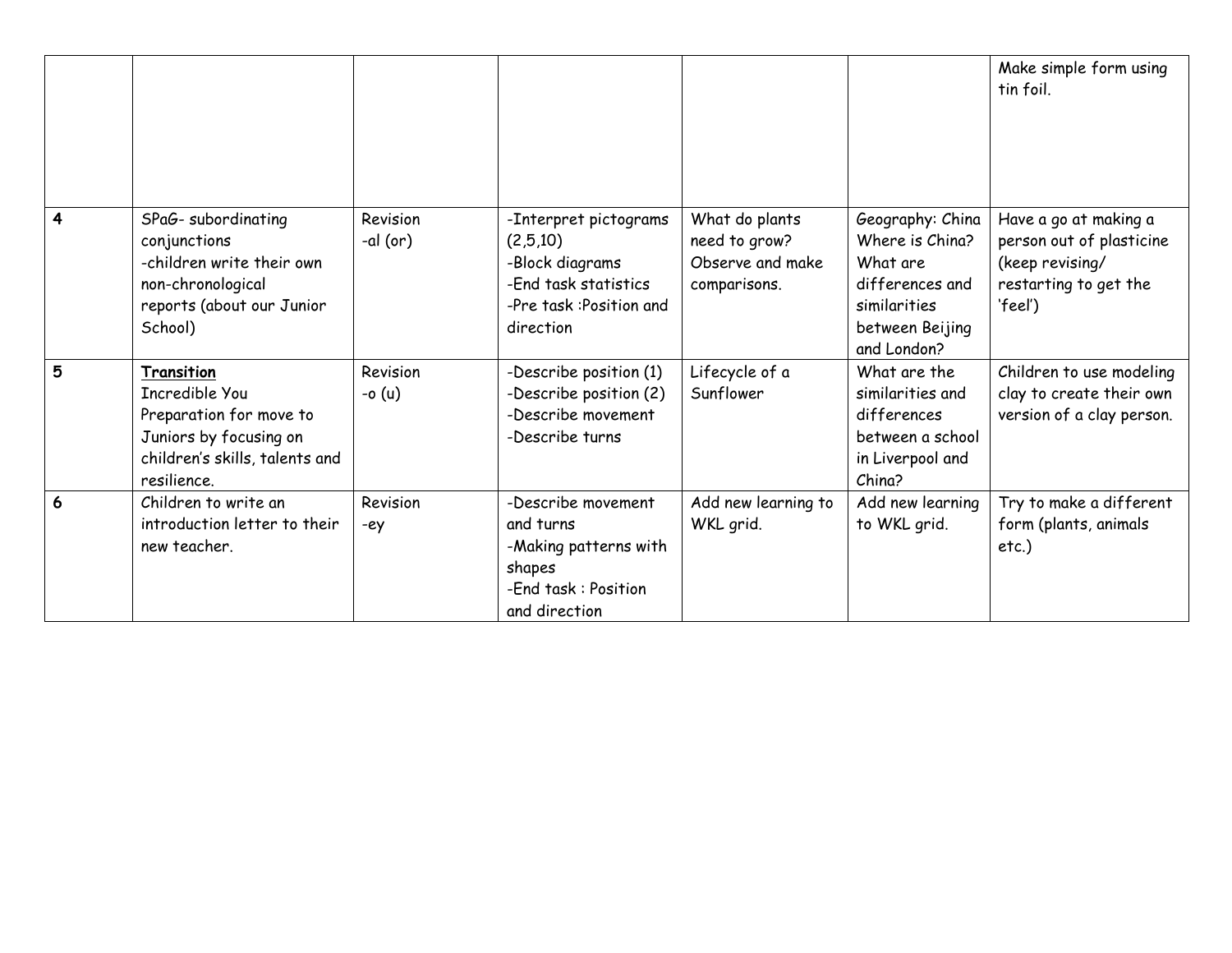| | | | | | | |
|---|---|---|---|---|---|---|
| | | | | | | Make simple form using tin foil. |
| **4** | SPaG- subordinating conjunctions<br>-children write their own non-chronological reports (about our Junior School) | Revision<br>-al (or) | -Interpret pictograms (2,5,10)<br>-Block diagrams<br>-End task statistics<br>-Pre task :Position and direction | What do plants need to grow? Observe and make comparisons. | Geography: China<br>Where is China? What are differences and similarities between Beijing and London? | Have a go at making a person out of plasticine (keep revising/ restarting to get the 'feel') |
| **5** | **<u>Transition</u>**<br>Incredible You<br>Preparation for move to Juniors by focusing on children's skills, talents and resilience. | Revision<br>-o (u) | -Describe position (1)<br>-Describe position (2)<br>-Describe movement<br>-Describe turns | Lifecycle of a Sunflower | What are the similarities and differences between a school in Liverpool and China? | Children to use modeling clay to create their own version of a clay person. |
| **6** | Children to write an introduction letter to their new teacher. | Revision<br>-ey | -Describe movement and turns<br>-Making patterns with shapes<br>-End task : Position and direction | Add new learning to WKL grid. | Add new learning to WKL grid. | Try to make a different form (plants, animals etc.) |